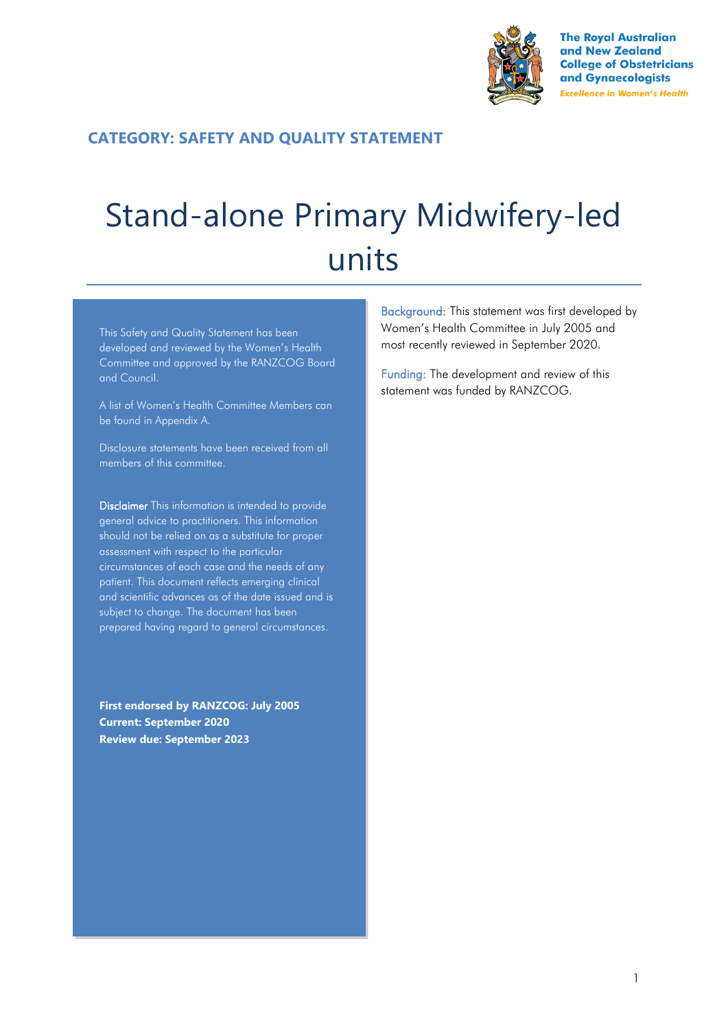The Royal Australian and New Zealand College of Obstetricians and Gynaecologists
*Excellence in Women's Health*

**CATEGORY: SAFETY AND QUALITY STATEMENT**

# Stand-alone Primary Midwifery-led units

This Safety and Quality Statement has been developed and reviewed by the Women's Health Committee and approved by the RANZCOG Board and Council.

A list of Women's Health Committee Members can be found in Appendix A.

Disclosure statements have been received from all members of this committee.

**Disclaimer** This information is intended to provide general advice to practitioners. This information should not be relied on as a substitute for proper assessment with respect to the particular circumstances of each case and the needs of any patient. This document reflects emerging clinical and scientific advances as of the date issued and is subject to change. The document has been prepared having regard to general circumstances.

**First endorsed by RANZCOG: July 2005**
**Current: September 2020**
**Review due: September 2023**

Background: This statement was first developed by Women's Health Committee in July 2005 and most recently reviewed in September 2020.

Funding: The development and review of this statement was funded by RANZCOG.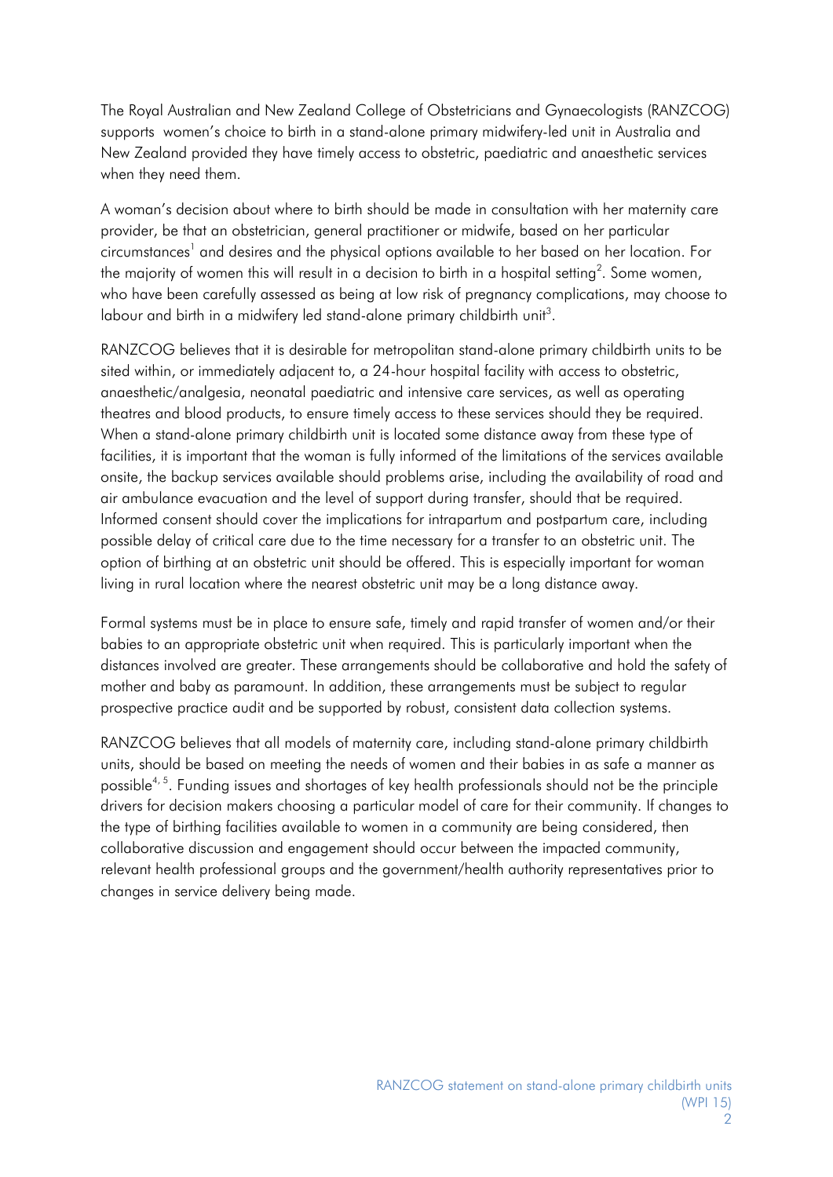The Royal Australian and New Zealand College of Obstetricians and Gynaecologists (RANZCOG) supports women's choice to birth in a stand-alone primary midwifery-led unit in Australia and New Zealand provided they have timely access to obstetric, paediatric and anaesthetic services when they need them.

A woman's decision about where to birth should be made in consultation with her maternity care provider, be that an obstetrician, general practitioner or midwife, based on her particular circumstances[1] and desires and the physical options available to her based on her location. For the majority of women this will result in a decision to birth in a hospital setting[2]. Some women, who have been carefully assessed as being at low risk of pregnancy complications, may choose to labour and birth in a midwifery led stand-alone primary childbirth unit[3].

RANZCOG believes that it is desirable for metropolitan stand-alone primary childbirth units to be sited within, or immediately adjacent to, a 24-hour hospital facility with access to obstetric, anaesthetic/analgesia, neonatal paediatric and intensive care services, as well as operating theatres and blood products, to ensure timely access to these services should they be required. When a stand-alone primary childbirth unit is located some distance away from these type of facilities, it is important that the woman is fully informed of the limitations of the services available onsite, the backup services available should problems arise, including the availability of road and air ambulance evacuation and the level of support during transfer, should that be required. Informed consent should cover the implications for intrapartum and postpartum care, including possible delay of critical care due to the time necessary for a transfer to an obstetric unit. The option of birthing at an obstetric unit should be offered. This is especially important for woman living in rural location where the nearest obstetric unit may be a long distance away.

Formal systems must be in place to ensure safe, timely and rapid transfer of women and/or their babies to an appropriate obstetric unit when required. This is particularly important when the distances involved are greater. These arrangements should be collaborative and hold the safety of mother and baby as paramount. In addition, these arrangements must be subject to regular prospective practice audit and be supported by robust, consistent data collection systems.

RANZCOG believes that all models of maternity care, including stand-alone primary childbirth units, should be based on meeting the needs of women and their babies in as safe a manner as possible[4, 5]. Funding issues and shortages of key health professionals should not be the principle drivers for decision makers choosing a particular model of care for their community. If changes to the type of birthing facilities available to women in a community are being considered, then collaborative discussion and engagement should occur between the impacted community, relevant health professional groups and the government/health authority representatives prior to changes in service delivery being made.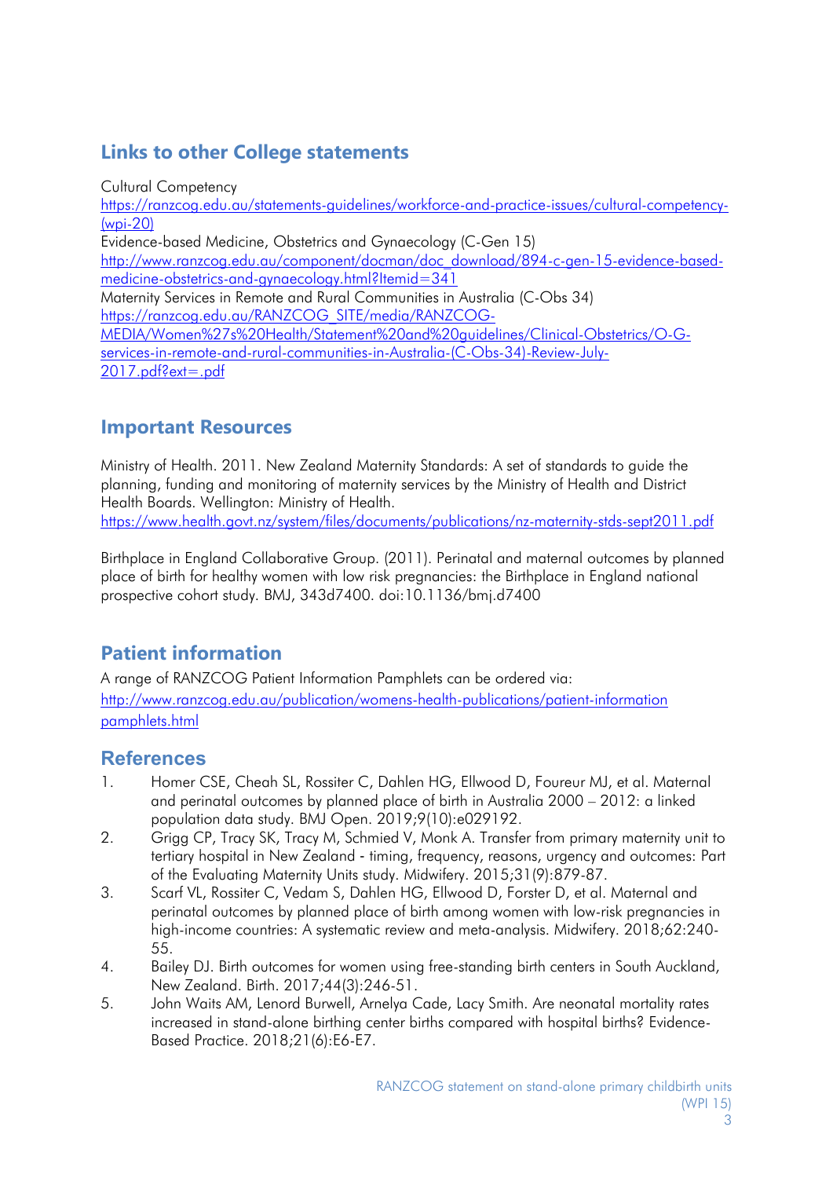## Links to other College statements

Cultural Competency
https://ranzcog.edu.au/statements-guidelines/workforce-and-practice-issues/cultural-competency-(wpi-20)
Evidence-based Medicine, Obstetrics and Gynaecology (C-Gen 15)
http://www.ranzcog.edu.au/component/docman/doc_download/894-c-gen-15-evidence-based-medicine-obstetrics-and-gynaecology.html?Itemid=341
Maternity Services in Remote and Rural Communities in Australia (C-Obs 34)
https://ranzcog.edu.au/RANZCOG_SITE/media/RANZCOG-MEDIA/Women%27s%20Health/Statement%20and%20guidelines/Clinical-Obstetrics/O-G-services-in-remote-and-rural-communities-in-Australia-(C-Obs-34)-Review-July-2017.pdf?ext=.pdf

## Important Resources

Ministry of Health. 2011. New Zealand Maternity Standards: A set of standards to guide the planning, funding and monitoring of maternity services by the Ministry of Health and District Health Boards. Wellington: Ministry of Health.
https://www.health.govt.nz/system/files/documents/publications/nz-maternity-stds-sept2011.pdf

Birthplace in England Collaborative Group. (2011). Perinatal and maternal outcomes by planned place of birth for healthy women with low risk pregnancies: the Birthplace in England national prospective cohort study. BMJ, 343d7400. doi:10.1136/bmj.d7400

## Patient information

A range of RANZCOG Patient Information Pamphlets can be ordered via:
http://www.ranzcog.edu.au/publication/womens-health-publications/patient-information pamphlets.html

## References

1. Homer CSE, Cheah SL, Rossiter C, Dahlen HG, Ellwood D, Foureur MJ, et al. Maternal and perinatal outcomes by planned place of birth in Australia 2000 – 2012: a linked population data study. BMJ Open. 2019;9(10):e029192.
2. Grigg CP, Tracy SK, Tracy M, Schmied V, Monk A. Transfer from primary maternity unit to tertiary hospital in New Zealand - timing, frequency, reasons, urgency and outcomes: Part of the Evaluating Maternity Units study. Midwifery. 2015;31(9):879-87.
3. Scarf VL, Rossiter C, Vedam S, Dahlen HG, Ellwood D, Forster D, et al. Maternal and perinatal outcomes by planned place of birth among women with low-risk pregnancies in high-income countries: A systematic review and meta-analysis. Midwifery. 2018;62:240-55.
4. Bailey DJ. Birth outcomes for women using free-standing birth centers in South Auckland, New Zealand. Birth. 2017;44(3):246-51.
5. John Waits AM, Lenord Burwell, Arnelya Cade, Lacy Smith. Are neonatal mortality rates increased in stand-alone birthing center births compared with hospital births? Evidence-Based Practice. 2018;21(6):E6-E7.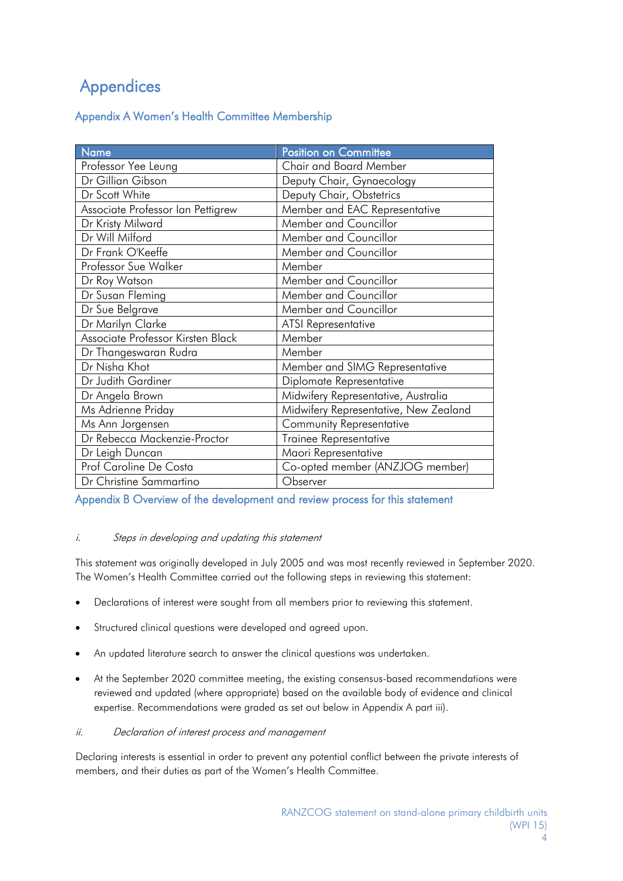# Appendices

## Appendix A Women's Health Committee Membership

| Name | Position on Committee |
|---|---|
| Professor Yee Leung | Chair and Board Member |
| Dr Gillian Gibson | Deputy Chair, Gynaecology |
| Dr Scott White | Deputy Chair, Obstetrics |
| Associate Professor Ian Pettigrew | Member and EAC Representative |
| Dr Kristy Milward | Member and Councillor |
| Dr Will Milford | Member and Councillor |
| Dr Frank O'Keeffe | Member and Councillor |
| Professor Sue Walker | Member |
| Dr Roy Watson | Member and Councillor |
| Dr Susan Fleming | Member and Councillor |
| Dr Sue Belgrave | Member and Councillor |
| Dr Marilyn Clarke | ATSI Representative |
| Associate Professor Kirsten Black | Member |
| Dr Thangeswaran Rudra | Member |
| Dr Nisha Khot | Member and SIMG Representative |
| Dr Judith Gardiner | Diplomate Representative |
| Dr Angela Brown | Midwifery Representative, Australia |
| Ms Adrienne Priday | Midwifery Representative, New Zealand |
| Ms Ann Jorgensen | Community Representative |
| Dr Rebecca Mackenzie-Proctor | Trainee Representative |
| Dr Leigh Duncan | Maori Representative |
| Prof Caroline De Costa | Co-opted member (ANZJOG member) |
| Dr Christine Sammartino | Observer |

## Appendix B Overview of the development and review process for this statement

*i. Steps in developing and updating this statement*

This statement was originally developed in July 2005 and was most recently reviewed in September 2020. The Women's Health Committee carried out the following steps in reviewing this statement:

- Declarations of interest were sought from all members prior to reviewing this statement.
- Structured clinical questions were developed and agreed upon.
- An updated literature search to answer the clinical questions was undertaken.
- At the September 2020 committee meeting, the existing consensus-based recommendations were reviewed and updated (where appropriate) based on the available body of evidence and clinical expertise. Recommendations were graded as set out below in Appendix A part iii).

*ii. Declaration of interest process and management*

Declaring interests is essential in order to prevent any potential conflict between the private interests of members, and their duties as part of the Women's Health Committee.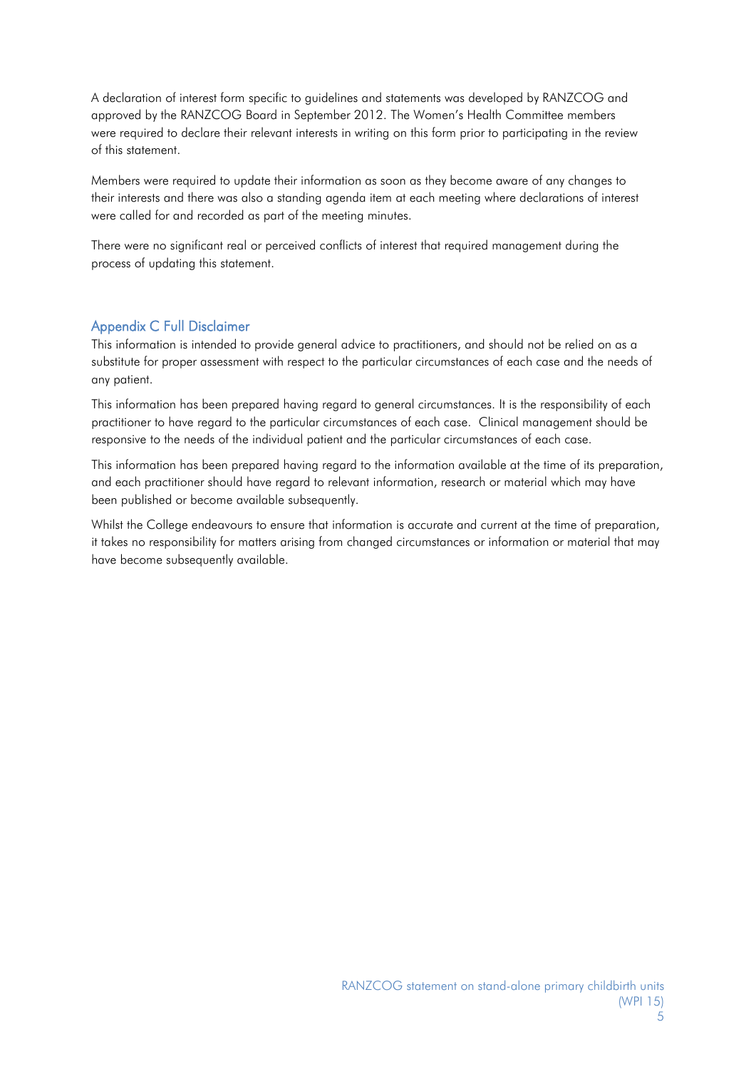A declaration of interest form specific to guidelines and statements was developed by RANZCOG and approved by the RANZCOG Board in September 2012. The Women's Health Committee members were required to declare their relevant interests in writing on this form prior to participating in the review of this statement.

Members were required to update their information as soon as they become aware of any changes to their interests and there was also a standing agenda item at each meeting where declarations of interest were called for and recorded as part of the meeting minutes.

There were no significant real or perceived conflicts of interest that required management during the process of updating this statement.

## Appendix C Full Disclaimer

This information is intended to provide general advice to practitioners, and should not be relied on as a substitute for proper assessment with respect to the particular circumstances of each case and the needs of any patient.

This information has been prepared having regard to general circumstances. It is the responsibility of each practitioner to have regard to the particular circumstances of each case. Clinical management should be responsive to the needs of the individual patient and the particular circumstances of each case.

This information has been prepared having regard to the information available at the time of its preparation, and each practitioner should have regard to relevant information, research or material which may have been published or become available subsequently.

Whilst the College endeavours to ensure that information is accurate and current at the time of preparation, it takes no responsibility for matters arising from changed circumstances or information or material that may have become subsequently available.